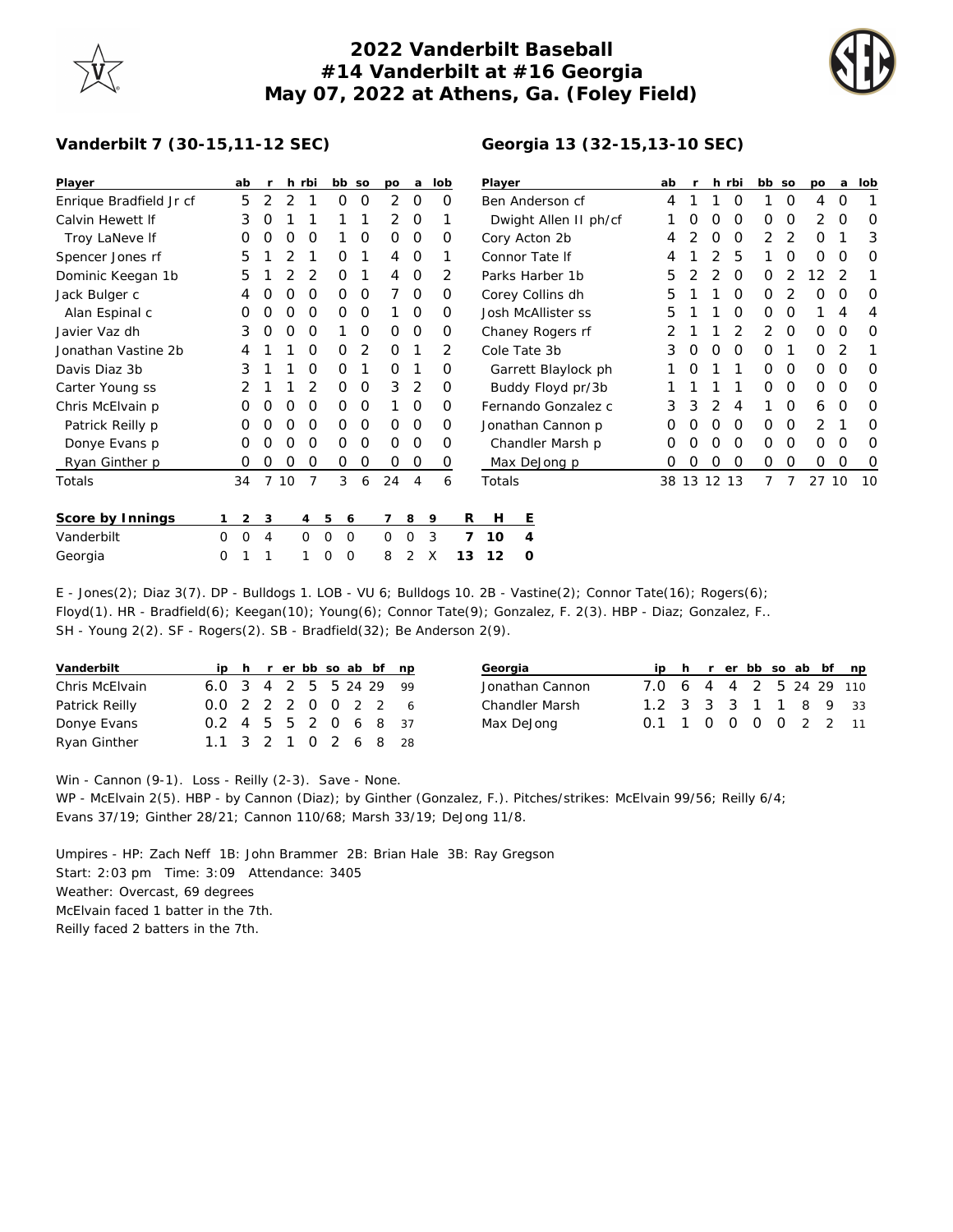# 2022 Vanderbilt Baseball
## #14 Vanderbilt at #16 Georgia
## May 07, 2022 at Athens, Ga. (Foley Field)

### Vanderbilt 7 (30-15,11-12 SEC)

| Player | ab | r | h | rbi | bb | so | po | a | lob |
|---|---|---|---|---|---|---|---|---|---|
| Enrique Bradfield Jr cf | 5 | 2 | 2 | 1 | 0 | 0 | 2 | 0 | 0 |
| Calvin Hewett lf | 3 | 0 | 1 | 1 | 1 | 1 | 2 | 0 | 1 |
| Troy LaNeve lf | 0 | 0 | 0 | 0 | 1 | 0 | 0 | 0 | 0 |
| Spencer Jones rf | 5 | 1 | 2 | 1 | 0 | 1 | 4 | 0 | 1 |
| Dominic Keegan 1b | 5 | 1 | 2 | 2 | 0 | 1 | 4 | 0 | 2 |
| Jack Bulger c | 4 | 0 | 0 | 0 | 0 | 0 | 7 | 0 | 0 |
| Alan Espinal c | 0 | 0 | 0 | 0 | 0 | 0 | 1 | 0 | 0 |
| Javier Vaz dh | 3 | 0 | 0 | 0 | 1 | 0 | 0 | 0 | 0 |
| Jonathan Vastine 2b | 4 | 1 | 1 | 0 | 0 | 2 | 0 | 1 | 2 |
| Davis Diaz 3b | 3 | 1 | 1 | 0 | 0 | 1 | 0 | 1 | 0 |
| Carter Young ss | 2 | 1 | 1 | 2 | 0 | 0 | 3 | 2 | 0 |
| Chris McElvain p | 0 | 0 | 0 | 0 | 0 | 0 | 1 | 0 | 0 |
| Patrick Reilly p | 0 | 0 | 0 | 0 | 0 | 0 | 0 | 0 | 0 |
| Donye Evans p | 0 | 0 | 0 | 0 | 0 | 0 | 0 | 0 | 0 |
| Ryan Ginther p | 0 | 0 | 0 | 0 | 0 | 0 | 0 | 0 | 0 |
| Totals | 34 | 7 | 10 | 7 | 3 | 6 | 24 | 4 | 6 |

### Georgia 13 (32-15,13-10 SEC)

| Player | ab | r | h | rbi | bb | so | po | a | lob |
|---|---|---|---|---|---|---|---|---|---|
| Ben Anderson cf | 4 | 1 | 1 | 0 | 1 | 0 | 4 | 0 | 1 |
| Dwight Allen II ph/cf | 1 | 0 | 0 | 0 | 0 | 0 | 2 | 0 | 0 |
| Cory Acton 2b | 4 | 2 | 0 | 0 | 2 | 2 | 0 | 1 | 3 |
| Connor Tate lf | 4 | 1 | 2 | 5 | 1 | 0 | 0 | 0 | 0 |
| Parks Harber 1b | 5 | 2 | 2 | 0 | 0 | 2 | 12 | 2 | 1 |
| Corey Collins dh | 5 | 1 | 1 | 0 | 0 | 2 | 0 | 0 | 0 |
| Josh McAllister ss | 5 | 1 | 1 | 0 | 0 | 0 | 1 | 4 | 4 |
| Chaney Rogers rf | 2 | 1 | 1 | 2 | 2 | 0 | 0 | 0 | 0 |
| Cole Tate 3b | 3 | 0 | 0 | 0 | 0 | 1 | 0 | 2 | 1 |
| Garrett Blaylock ph | 1 | 0 | 1 | 1 | 0 | 0 | 0 | 0 | 0 |
| Buddy Floyd pr/3b | 1 | 1 | 1 | 1 | 0 | 0 | 0 | 0 | 0 |
| Fernando Gonzalez c | 3 | 3 | 2 | 4 | 1 | 0 | 6 | 0 | 0 |
| Jonathan Cannon p | 0 | 0 | 0 | 0 | 0 | 0 | 2 | 1 | 0 |
| Chandler Marsh p | 0 | 0 | 0 | 0 | 0 | 0 | 0 | 0 | 0 |
| Max DeJong p | 0 | 0 | 0 | 0 | 0 | 0 | 0 | 0 | 0 |
| Totals | 38 | 13 | 12 | 13 | 7 | 7 | 27 | 10 | 10 |

| Score by Innings | 1 | 2 | 3 | 4 | 5 | 6 | 7 | 8 | 9 | R | H | E |
|---|---|---|---|---|---|---|---|---|---|---|---|---|
| Vanderbilt | 0 | 0 | 4 | 0 | 0 | 0 | 0 | 0 | 3 | 7 | 10 | 4 |
| Georgia | 0 | 1 | 1 | 1 | 0 | 0 | 8 | 2 | X | 13 | 12 | 0 |

E - Jones(2); Diaz 3(7). DP - Bulldogs 1. LOB - VU 6; Bulldogs 10. 2B - Vastine(2); Connor Tate(16); Rogers(6); Floyd(1). HR - Bradfield(6); Keegan(10); Young(6); Connor Tate(9); Gonzalez, F. 2(3). HBP - Diaz; Gonzalez, F.. SH - Young 2(2). SF - Rogers(2). SB - Bradfield(32); Be Anderson 2(9).

| Vanderbilt | ip | h | r | er | bb | so | ab | bf | np |
|---|---|---|---|---|---|---|---|---|---|
| Chris McElvain | 6.0 | 3 | 4 | 2 | 5 | 5 | 24 | 29 | 99 |
| Patrick Reilly | 0.0 | 2 | 2 | 2 | 0 | 0 | 2 | 2 | 6 |
| Donye Evans | 0.2 | 4 | 5 | 5 | 2 | 0 | 6 | 8 | 37 |
| Ryan Ginther | 1.1 | 3 | 2 | 1 | 0 | 2 | 6 | 8 | 28 |

| Georgia | ip | h | r | er | bb | so | ab | bf | np |
|---|---|---|---|---|---|---|---|---|---|
| Jonathan Cannon | 7.0 | 6 | 4 | 4 | 2 | 5 | 24 | 29 | 110 |
| Chandler Marsh | 1.2 | 3 | 3 | 3 | 1 | 1 | 8 | 9 | 33 |
| Max DeJong | 0.1 | 1 | 0 | 0 | 0 | 0 | 2 | 2 | 11 |

Win - Cannon (9-1). Loss - Reilly (2-3). Save - None.
WP - McElvain 2(5). HBP - by Cannon (Diaz); by Ginther (Gonzalez, F.). Pitches/strikes: McElvain 99/56; Reilly 6/4; Evans 37/19; Ginther 28/21; Cannon 110/68; Marsh 33/19; DeJong 11/8.

Umpires - HP: Zach Neff 1B: John Brammer 2B: Brian Hale 3B: Ray Gregson
Start: 2:03 pm Time: 3:09 Attendance: 3405
Weather: Overcast, 69 degrees
McElvain faced 1 batter in the 7th.
Reilly faced 2 batters in the 7th.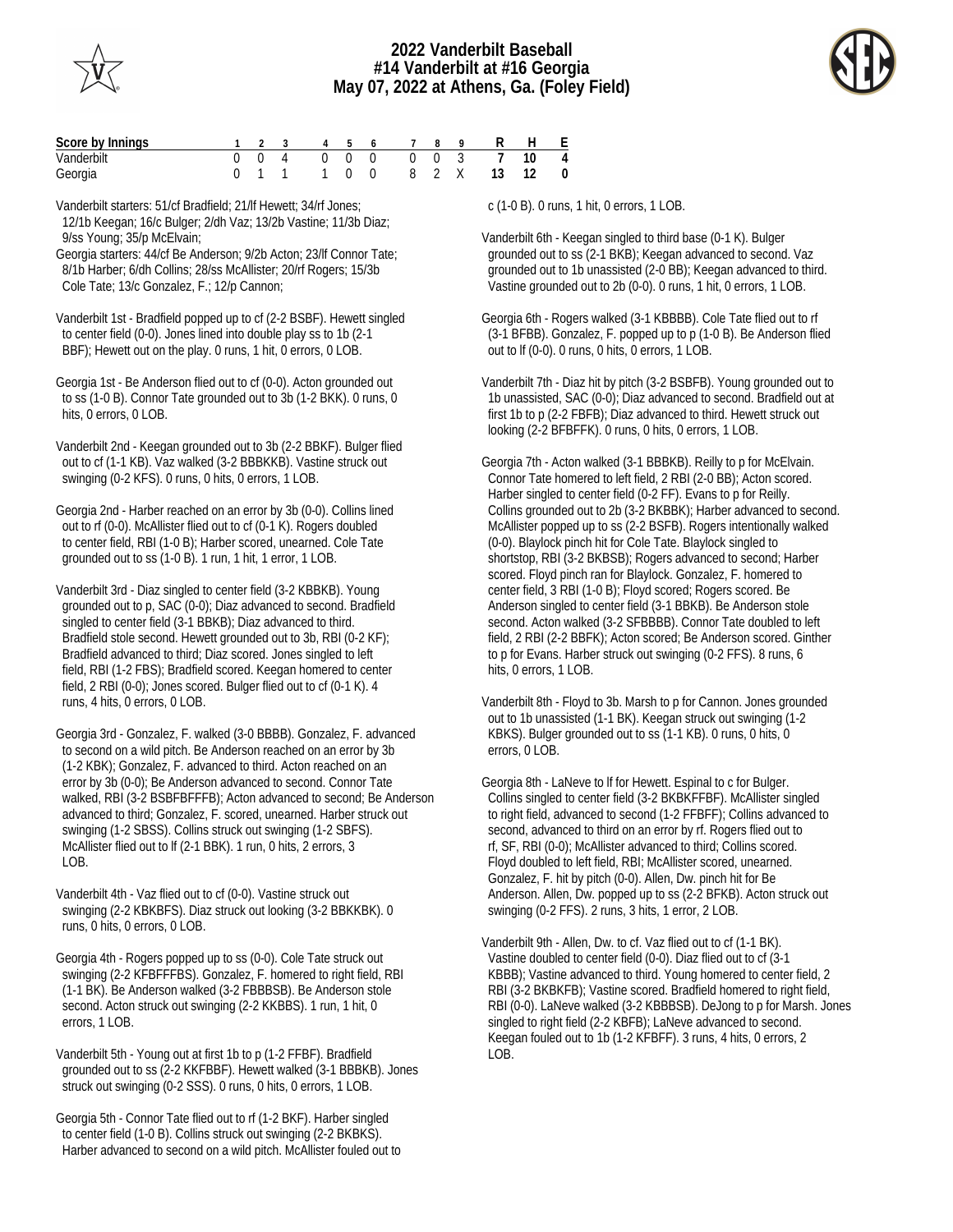# 2022 Vanderbilt Baseball
## #14 Vanderbilt at #16 Georgia
## May 07, 2022 at Athens, Ga. (Foley Field)

| Score by Innings | 1 | 2 | 3 | 4 | 5 | 6 | 7 | 8 | 9 | R | H | E |
|---|---|---|---|---|---|---|---|---|---|---|---|---|
| Vanderbilt | 0 | 0 | 4 | 0 | 0 | 0 | 0 | 0 | 3 | 7 | 10 | 4 |
| Georgia | 0 | 1 | 1 | 1 | 0 | 0 | 8 | 2 | X | 13 | 12 | 0 |

Vanderbilt starters: 51/cf Bradfield; 21/lf Hewett; 34/rf Jones; 12/1b Keegan; 16/c Bulger; 2/dh Vaz; 13/2b Vastine; 11/3b Diaz; 9/ss Young; 35/p McElvain;

Georgia starters: 44/cf Be Anderson; 9/2b Acton; 23/lf Connor Tate; 8/1b Harber; 6/dh Collins; 28/ss McAllister; 20/rf Rogers; 15/3b Cole Tate; 13/c Gonzalez, F.; 12/p Cannon;

Vanderbilt 1st - Bradfield popped up to cf (2-2 BSBF). Hewett singled to center field (0-0). Jones lined into double play ss to 1b (2-1 BBF); Hewett out on the play. 0 runs, 1 hit, 0 errors, 0 LOB.

Georgia 1st - Be Anderson flied out to cf (0-0). Acton grounded out to ss (1-0 B). Connor Tate grounded out to 3b (1-2 BKK). 0 runs, 0 hits, 0 errors, 0 LOB.

Vanderbilt 2nd - Keegan grounded out to 3b (2-2 BBKF). Bulger flied out to cf (1-1 KB). Vaz walked (3-2 BBBKKB). Vastine struck out swinging (0-2 KFS). 0 runs, 0 hits, 0 errors, 1 LOB.

Georgia 2nd - Harber reached on an error by 3b (0-0). Collins lined out to rf (0-0). McAllister flied out to cf (0-1 K). Rogers doubled to center field, RBI (1-0 B); Harber scored, unearned. Cole Tate grounded out to ss (1-0 B). 1 run, 1 hit, 1 error, 1 LOB.

Vanderbilt 3rd - Diaz singled to center field (3-2 KBBKB). Young grounded out to p, SAC (0-0); Diaz advanced to second. Bradfield singled to center field (3-1 BBKB); Diaz advanced to third. Bradfield stole second. Hewett grounded out to 3b, RBI (0-2 KF); Bradfield advanced to third; Diaz scored. Jones singled to left field, RBI (1-2 FBS); Bradfield scored. Keegan homered to center field, 2 RBI (0-0); Jones scored. Bulger flied out to cf (0-1 K). 4 runs, 4 hits, 0 errors, 0 LOB.

Georgia 3rd - Gonzalez, F. walked (3-0 BBBB). Gonzalez, F. advanced to second on a wild pitch. Be Anderson reached on an error by 3b (1-2 KBK); Gonzalez, F. advanced to third. Acton reached on an error by 3b (0-0); Be Anderson advanced to second. Connor Tate walked, RBI (3-2 BSBFBFFFB); Acton advanced to second; Be Anderson advanced to third; Gonzalez, F. scored, unearned. Harber struck out swinging (1-2 SBSS). Collins struck out swinging (1-2 SBFS). McAllister flied out to lf (2-1 BBK). 1 run, 0 hits, 2 errors, 3 LOB.

Vanderbilt 4th - Vaz flied out to cf (0-0). Vastine struck out swinging (2-2 KBKBFS). Diaz struck out looking (3-2 BBKKBK). 0 runs, 0 hits, 0 errors, 0 LOB.

Georgia 4th - Rogers popped up to ss (0-0). Cole Tate struck out swinging (2-2 KFBFFFBS). Gonzalez, F. homered to right field, RBI (1-1 BK). Be Anderson walked (3-2 FBBBSB). Be Anderson stole second. Acton struck out swinging (2-2 KKBBS). 1 run, 1 hit, 0 errors, 1 LOB.

Vanderbilt 5th - Young out at first 1b to p (1-2 FFBF). Bradfield grounded out to ss (2-2 KKFBBF). Hewett walked (3-1 BBBKB). Jones struck out swinging (0-2 SSS). 0 runs, 0 hits, 0 errors, 1 LOB.

Georgia 5th - Connor Tate flied out to rf (1-2 BKF). Harber singled to center field (1-0 B). Collins struck out swinging (2-2 BKBKS). Harber advanced to second on a wild pitch. McAllister fouled out to c (1-0 B). 0 runs, 1 hit, 0 errors, 1 LOB.

Vanderbilt 6th - Keegan singled to third base (0-1 K). Bulger grounded out to ss (2-1 BKB); Keegan advanced to second. Vaz grounded out to 1b unassisted (2-0 BB); Keegan advanced to third. Vastine grounded out to 2b (0-0). 0 runs, 1 hit, 0 errors, 1 LOB.

Georgia 6th - Rogers walked (3-1 KBBBB). Cole Tate flied out to rf (3-1 BFBB). Gonzalez, F. popped up to p (1-0 B). Be Anderson flied out to lf (0-0). 0 runs, 0 hits, 0 errors, 1 LOB.

Vanderbilt 7th - Diaz hit by pitch (3-2 BSBFB). Young grounded out to 1b unassisted, SAC (0-0); Diaz advanced to second. Bradfield out at first 1b to p (2-2 FBFB); Diaz advanced to third. Hewett struck out looking (2-2 BFBFFK). 0 runs, 0 hits, 0 errors, 1 LOB.

Georgia 7th - Acton walked (3-1 BBBKB). Reilly to p for McElvain. Connor Tate homered to left field, 2 RBI (2-0 BB); Acton scored. Harber singled to center field (0-2 FF). Evans to p for Reilly. Collins grounded out to 2b (3-2 BKBBK); Harber advanced to second. McAllister popped up to ss (2-2 BSFB). Rogers intentionally walked (0-0). Blaylock pinch hit for Cole Tate. Blaylock singled to shortstop, RBI (3-2 BKBSB); Rogers advanced to second; Harber scored. Floyd pinch ran for Blaylock. Gonzalez, F. homered to center field, 3 RBI (1-0 B); Floyd scored; Rogers scored. Be Anderson singled to center field (3-1 BBKB). Be Anderson stole second. Acton walked (3-2 SFBBBB). Connor Tate doubled to left field, 2 RBI (2-2 BBFK); Acton scored; Be Anderson scored. Ginther to p for Evans. Harber struck out swinging (0-2 FFS). 8 runs, 6 hits, 0 errors, 1 LOB.

Vanderbilt 8th - Floyd to 3b. Marsh to p for Cannon. Jones grounded out to 1b unassisted (1-1 BK). Keegan struck out swinging (1-2 KBKS). Bulger grounded out to ss (1-1 KB). 0 runs, 0 hits, 0 errors, 0 LOB.

Georgia 8th - LaNeve to lf for Hewett. Espinal to c for Bulger. Collins singled to center field (3-2 BKBKFFBF). McAllister singled to right field, advanced to second (1-2 FFBFF); Collins advanced to second, advanced to third on an error by rf. Rogers flied out to rf, SF, RBI (0-0); McAllister advanced to third; Collins scored. Floyd doubled to left field, RBI; McAllister scored, unearned. Gonzalez, F. hit by pitch (0-0). Allen, Dw. pinch hit for Be Anderson. Allen, Dw. popped up to ss (2-2 BFKB). Acton struck out swinging (0-2 FFS). 2 runs, 3 hits, 1 error, 2 LOB.

Vanderbilt 9th - Allen, Dw. to cf. Vaz flied out to cf (1-1 BK). Vastine doubled to center field (0-0). Diaz flied out to cf (3-1 KBBB); Vastine advanced to third. Young homered to center field, 2 RBI (3-2 BKBKFB); Vastine scored. Bradfield homered to right field, RBI (0-0). LaNeve walked (3-2 KBBBSB). DeJong to p for Marsh. Jones singled to right field (2-2 KBFB); LaNeve advanced to second. Keegan fouled out to 1b (1-2 KFBFF). 3 runs, 4 hits, 0 errors, 2 LOB.